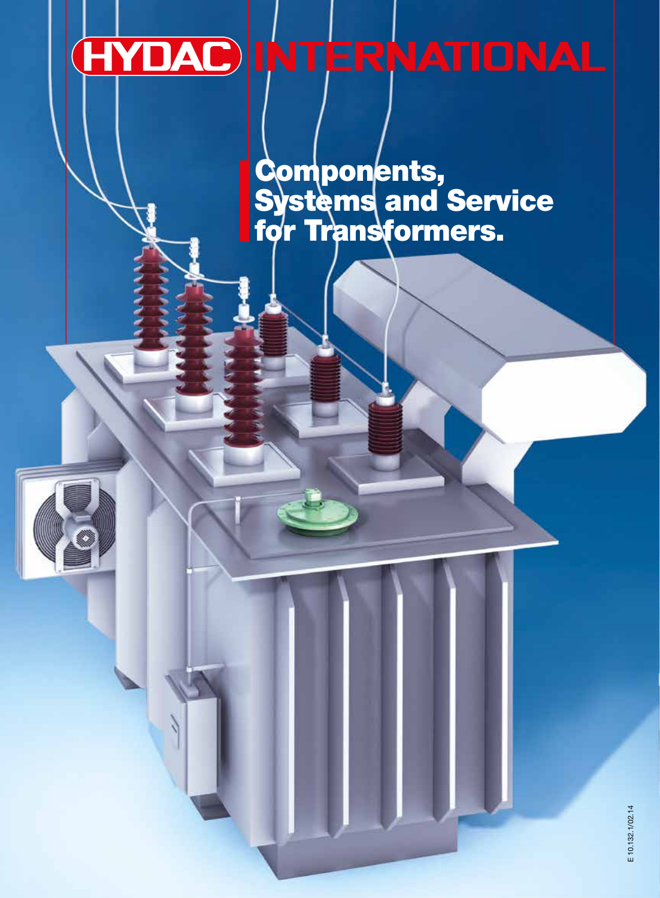# HYDAC INTERNATIONAL

## Components, Systems and Service for Transformers.

E 10.132.1/02.14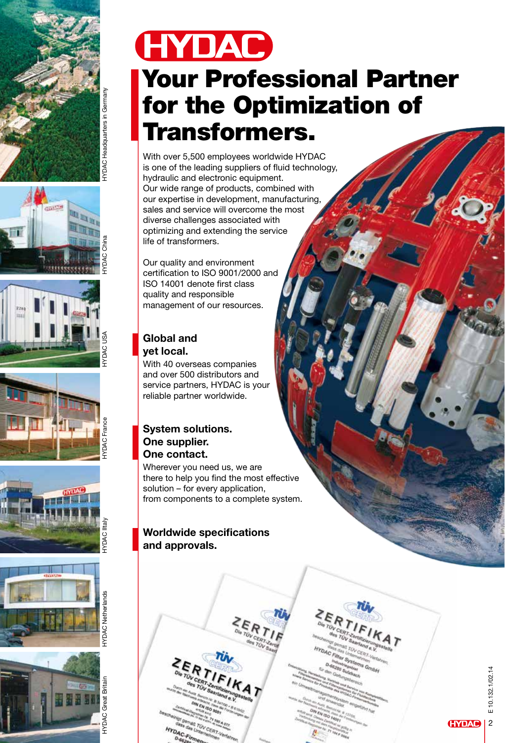# Your Professional Partner for the Optimization of Transformers.

With over 5,500 employees worldwide HYDAC is one of the leading suppliers of fluid technology, hydraulic and electronic equipment.
Our wide range of products, combined with our expertise in development, manufacturing, sales and service will overcome the most diverse challenges associated with optimizing and extending the service life of transformers.

Our quality and environment certification to ISO 9001/2000 and ISO 14001 denote first class quality and responsible management of our resources.

## Global and yet local.

With 40 overseas companies and over 500 distributors and service partners, HYDAC is your reliable partner worldwide.

## System solutions. One supplier. One contact.

Wherever you need us, we are there to help you find the most effective solution – for every application, from components to a complete system.

## Worldwide specifications and approvals.

HYDAC Headquarters in Germany

HYDAC China

HYDAC USA

HYDAC France

HYDAC Italy

HYDAC Netherlands

HYDAC Great Britain

E 10.132.1/02.14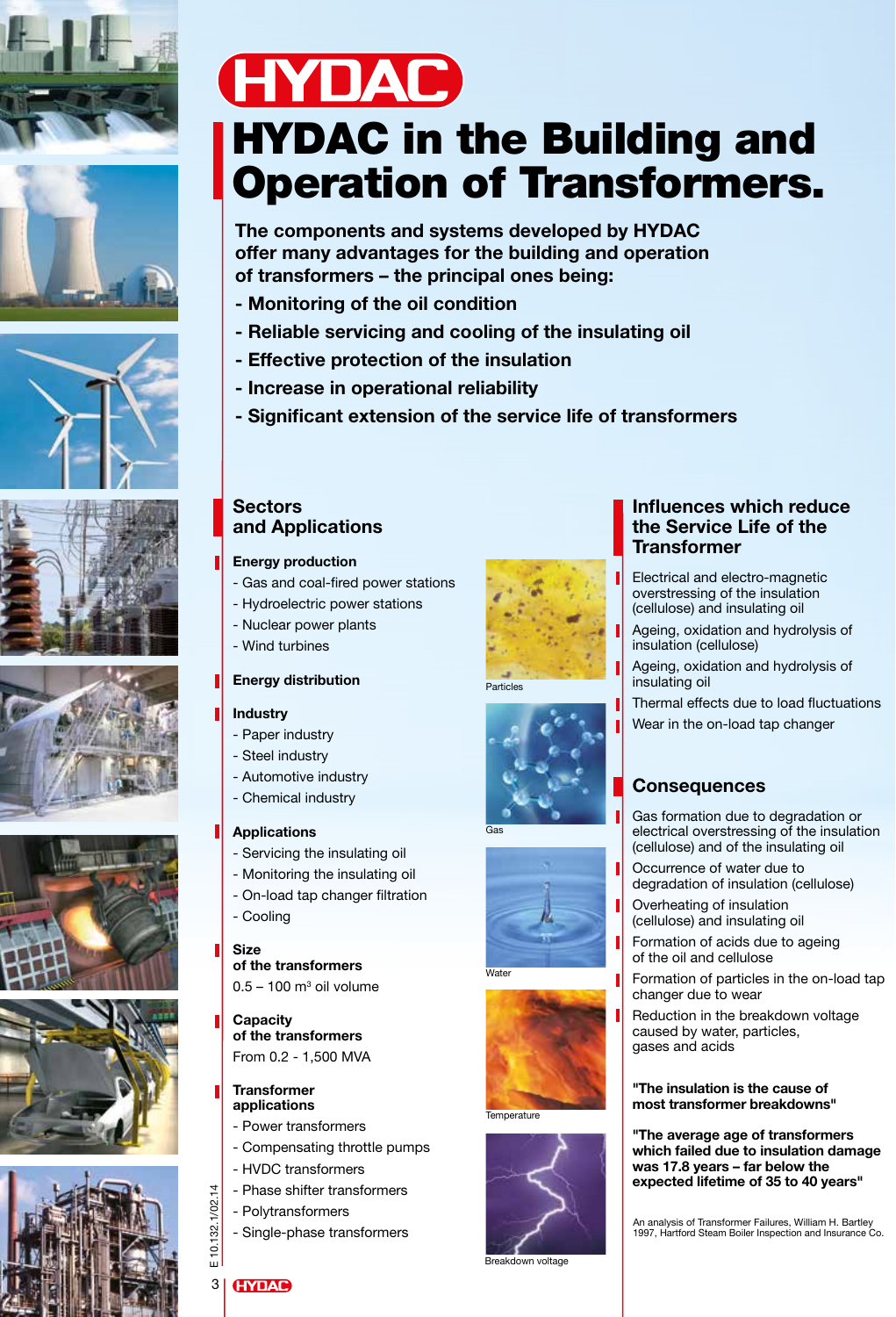# HYDAC in the Building and Operation of Transformers.

**The components and systems developed by HYDAC offer many advantages for the building and operation of transformers – the principal ones being:**

- **Monitoring of the oil condition**
- **Reliable servicing and cooling of the insulating oil**
- **Effective protection of the insulation**
- **Increase in operational reliability**
- **Significant extension of the service life of transformers**

## Sectors and Applications

**Energy production**
- Gas and coal-fired power stations
- Hydroelectric power stations
- Nuclear power plants
- Wind turbines

**Energy distribution**

**Industry**
- Paper industry
- Steel industry
- Automotive industry
- Chemical industry

**Applications**
- Servicing the insulating oil
- Monitoring the insulating oil
- On-load tap changer filtration
- Cooling

**Size of the transformers**

0.5 – 100 m³ oil volume

**Capacity of the transformers**

From 0.2 - 1,500 MVA

**Transformer applications**
- Power transformers
- Compensating throttle pumps
- HVDC transformers
- Phase shifter transformers
- Polytransformers
- Single-phase transformers

Particles

Gas

Water

Temperature

Breakdown voltage

## Influences which reduce the Service Life of the Transformer

- Electrical and electro-magnetic overstressing of the insulation (cellulose) and insulating oil
- Ageing, oxidation and hydrolysis of insulation (cellulose)
- Ageing, oxidation and hydrolysis of insulating oil
- Thermal effects due to load fluctuations
- Wear in the on-load tap changer

## Consequences

- Gas formation due to degradation or electrical overstressing of the insulation (cellulose) and of the insulating oil
- Occurrence of water due to degradation of insulation (cellulose)
- Overheating of insulation (cellulose) and insulating oil
- Formation of acids due to ageing of the oil and cellulose
- Formation of particles in the on-load tap changer due to wear
- Reduction in the breakdown voltage caused by water, particles, gases and acids

**"The insulation is the cause of most transformer breakdowns"**

**"The average age of transformers which failed due to insulation damage was 17.8 years – far below the expected lifetime of 35 to 40 years"**

An analysis of Transformer Failures, William H. Bartley 1997, Hartford Steam Boiler Inspection and Insurance Co.

E 10.132.1/02.14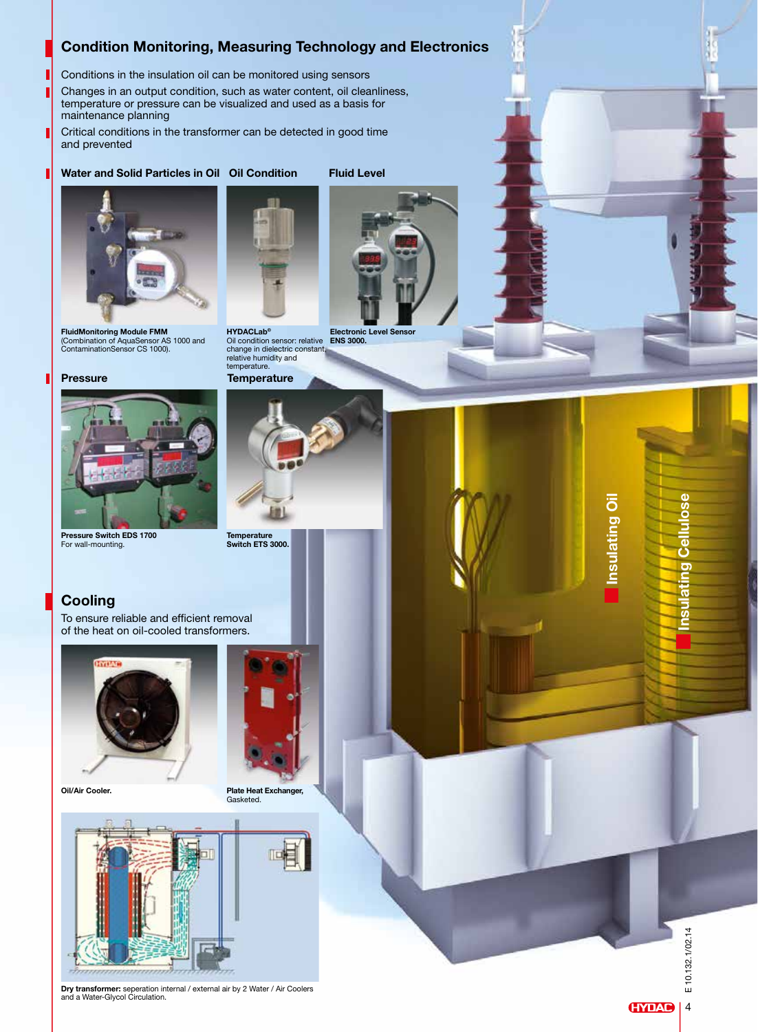## Condition Monitoring, Measuring Technology and Electronics

- Conditions in the insulation oil can be monitored using sensors
- Changes in an output condition, such as water content, oil cleanliness, temperature or pressure can be visualized and used as a basis for maintenance planning
- Critical conditions in the transformer can be detected in good time and prevented

### Water and Solid Particles in Oil

**FluidMonitoring Module FMM**
(Combination of AquaSensor AS 1000 and ContaminationSensor CS 1000).

### Oil Condition

**HYDACLab®**
Oil condition sensor: relative change in dielectric constant, relative humidity and temperature.

### Fluid Level

**Electronic Level Sensor ENS 3000.**

### Pressure

**Pressure Switch EDS 1700**
For wall-mounting.

### Temperature

**Temperature Switch ETS 3000.**

## Cooling

To ensure reliable and efficient removal of the heat on oil-cooled transformers.

**Oil/Air Cooler.**

**Plate Heat Exchanger,** Gasketed.

**Dry transformer:** seperation internal / external air by 2 Water / Air Coolers and a Water-Glycol Circulation.

Insulating Oil

Insulating Cellulose

E 10.132.1/02.14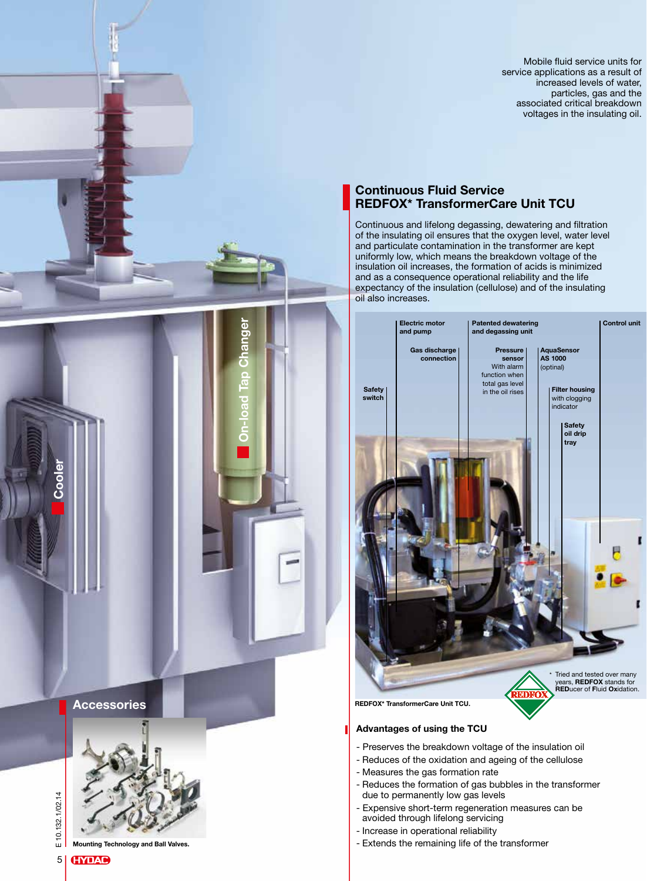Mobile fluid service units for service applications as a result of increased levels of water, particles, gas and the associated critical breakdown voltages in the insulating oil.

## Continuous Fluid Service REDFOX* TransformerCare Unit TCU

Continuous and lifelong degassing, dewatering and filtration of the insulating oil ensures that the oxygen level, water level and particulate contamination in the transformer are kept uniformly low, which means the breakdown voltage of the insulation oil increases, the formation of acids is minimized and as a consequence operational reliability and the life expectancy of the insulation (cellulose) and of the insulating oil also increases.

**Electric motor and pump**

**Patented dewatering and degassing unit**

**Control unit**

**Gas discharge connection**

**Pressure sensor** With alarm function when total gas level in the oil rises

**AquaSensor AS 1000** (optinal)

**Safety switch**

**Filter housing** with clogging indicator

**Safety oil drip tray**

**REDFOX* TransformerCare Unit TCU.**

\* Tried and tested over many years, **REDFOX** stands for **RED**ucer of **F**luid **Ox**idation.

### Advantages of using the TCU

- Preserves the breakdown voltage of the insulation oil
- Reduces of the oxidation and ageing of the cellulose
- Measures the gas formation rate
- Reduces the formation of gas bubbles in the transformer due to permanently low gas levels
- Expensive short-term regeneration measures can be avoided through lifelong servicing
- Increase in operational reliability
- Extends the remaining life of the transformer

On-load Tap Changer

Cooler

## Accessories

**Mounting Technology and Ball Valves.**

E 10.132.1/02.14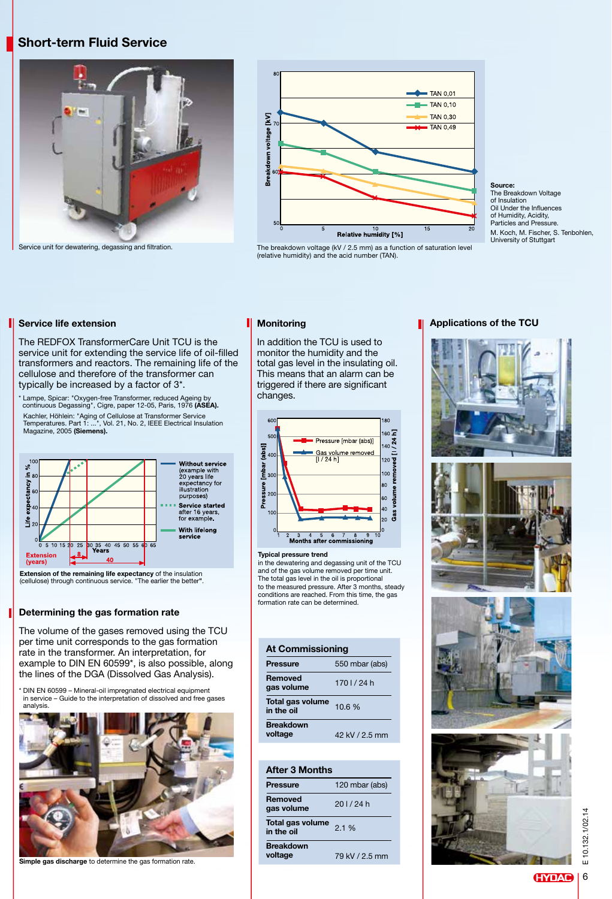## Short-term Fluid Service

Service unit for dewatering, degassing and filtration.

The breakdown voltage (kV / 2.5 mm) as a function of saturation level (relative humidity) and the acid number (TAN).

Source:
The Breakdown Voltage of Insulation Oil Under the Influences of Humidity, Acidity, Particles and Pressure.
M. Koch, M. Fischer, S. Tenbohlen, University of Stuttgart

## Service life extension

The REDFOX TransformerCare Unit TCU is the service unit for extending the service life of oil-filled transformers and reactors. The remaining life of the cellulose and therefore of the transformer can typically be increased by a factor of 3*.

\* Lampe, Spicar: "Oxygen-free Transformer, reduced Ageing by continuous Degassing", Cigre, paper 12-05, Paris, 1976 **(ASEA).**
Kachler, Höhlein: "Aging of Cellulose at Transformer Service Temperatures. Part 1: ...", Vol. 21, No. 2, IEEE Electrical Insulation Magazine, 2005 **(Siemens).**

**Extension of the remaining life expectancy** of the insulation (cellulose) through continuous service. "The earlier the better".

## Determining the gas formation rate

The volume of the gases removed using the TCU per time unit corresponds to the gas formation rate in the transformer. An interpretation, for example to DIN EN 60599*, is also possible, along the lines of the DGA (Dissolved Gas Analysis).

\* DIN EN 60599 – Mineral-oil impregnated electrical equipment in service – Guide to the interpretation of dissolved and free gases analysis.

**Simple gas discharge** to determine the gas formation rate.

## Monitoring

In addition the TCU is used to monitor the humidity and the total gas level in the insulating oil. This means that an alarm can be triggered if there are significant changes.

**Typical pressure trend**
in the dewatering and degassing unit of the TCU and of the gas volume removed per time unit. The total gas level in the oil is proportional to the measured pressure. After 3 months, steady conditions are reached. From this time, the gas formation rate can be determined.

| At Commissioning | |
|---|---|
| **Pressure** | 550 mbar (abs) |
| **Removed gas volume** | 170 l / 24 h |
| **Total gas volume in the oil** | 10.6 % |
| **Breakdown voltage** | 42 kV / 2.5 mm |

| After 3 Months | |
|---|---|
| **Pressure** | 120 mbar (abs) |
| **Removed gas volume** | 20 l / 24 h |
| **Total gas volume in the oil** | 2.1 % |
| **Breakdown voltage** | 79 kV / 2.5 mm |

## Applications of the TCU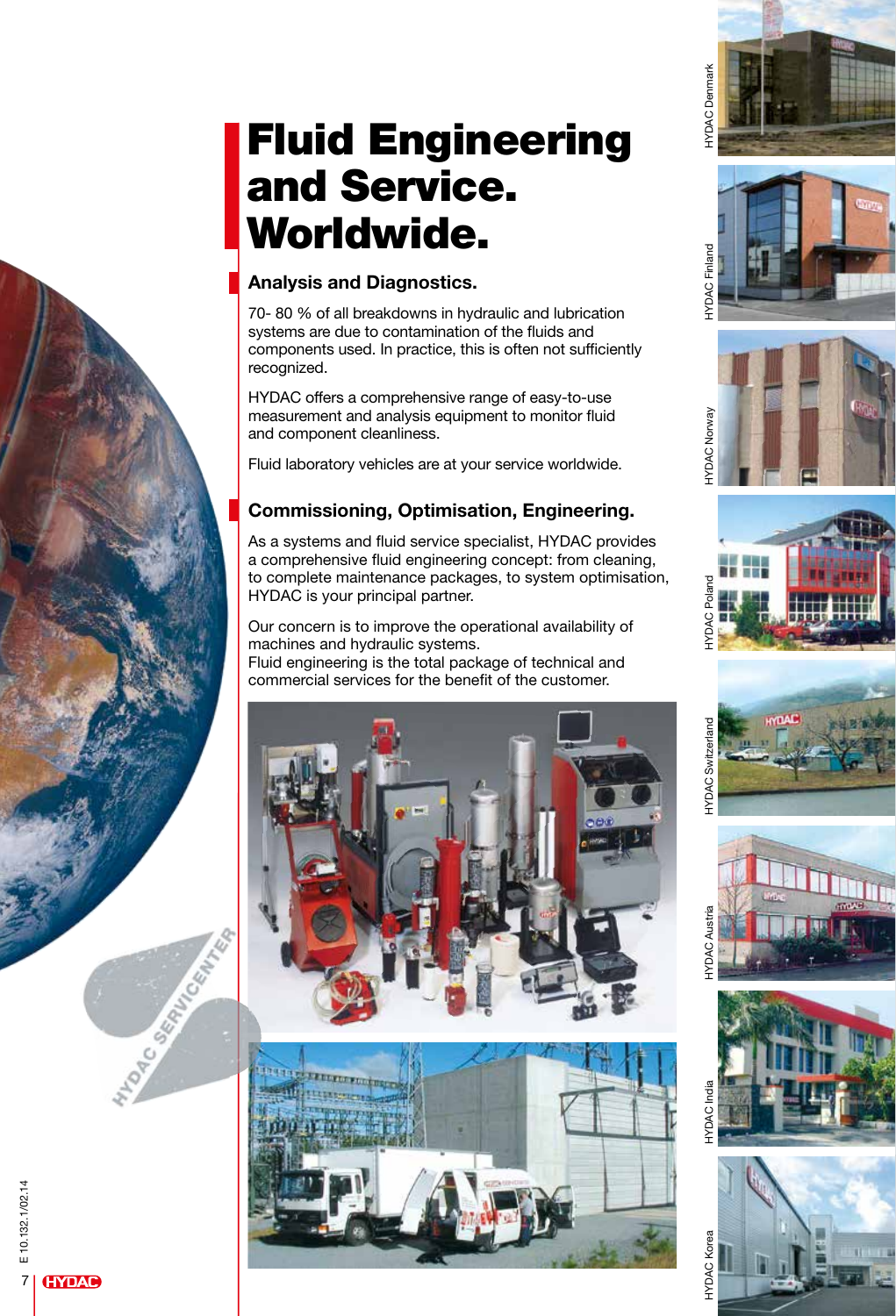# Fluid Engineering and Service. Worldwide.

## Analysis and Diagnostics.

70- 80 % of all breakdowns in hydraulic and lubrication systems are due to contamination of the fluids and components used. In practice, this is often not sufficiently recognized.

HYDAC offers a comprehensive range of easy-to-use measurement and analysis equipment to monitor fluid and component cleanliness.

Fluid laboratory vehicles are at your service worldwide.

## Commissioning, Optimisation, Engineering.

As a systems and fluid service specialist, HYDAC provides a comprehensive fluid engineering concept: from cleaning, to complete maintenance packages, to system optimisation, HYDAC is your principal partner.

Our concern is to improve the operational availability of machines and hydraulic systems.
Fluid engineering is the total package of technical and commercial services for the benefit of the customer.

HYDAC Denmark

HYDAC Finland

HYDAC Norway

HYDAC Poland

HYDAC Switzerland

HYDAC Austria

HYDAC India

HYDAC Korea

E 10.132.1/02.14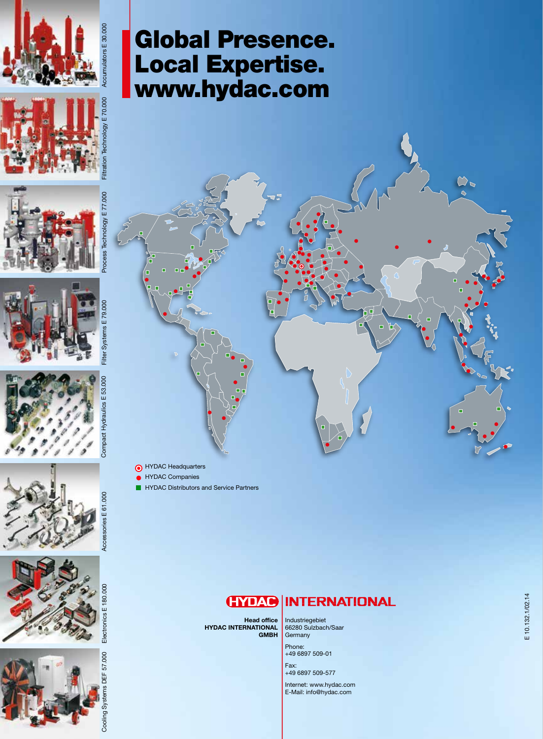# Global Presence.
# Local Expertise.
# www.hydac.com

Accumulators E 30.000

Filtration Technology E 70.000

Process Technology E 77.000

Filter Systems E 79.000

Compact Hydraulics E 53.000

Accessories E 61.000

Electronics E 180.000

Cooling Systems DEF 57.000

HYDAC Headquarters

HYDAC Companies

HYDAC Distributors and Service Partners

HYDAC INTERNATIONAL

**Head office**
**HYDAC INTERNATIONAL GMBH**

Industriegebiet
66280 Sulzbach/Saar
Germany

Phone:
+49 6897 509-01

Fax:
+49 6897 509-577

Internet: www.hydac.com
E-Mail: info@hydac.com

E 10.132.1/02.14